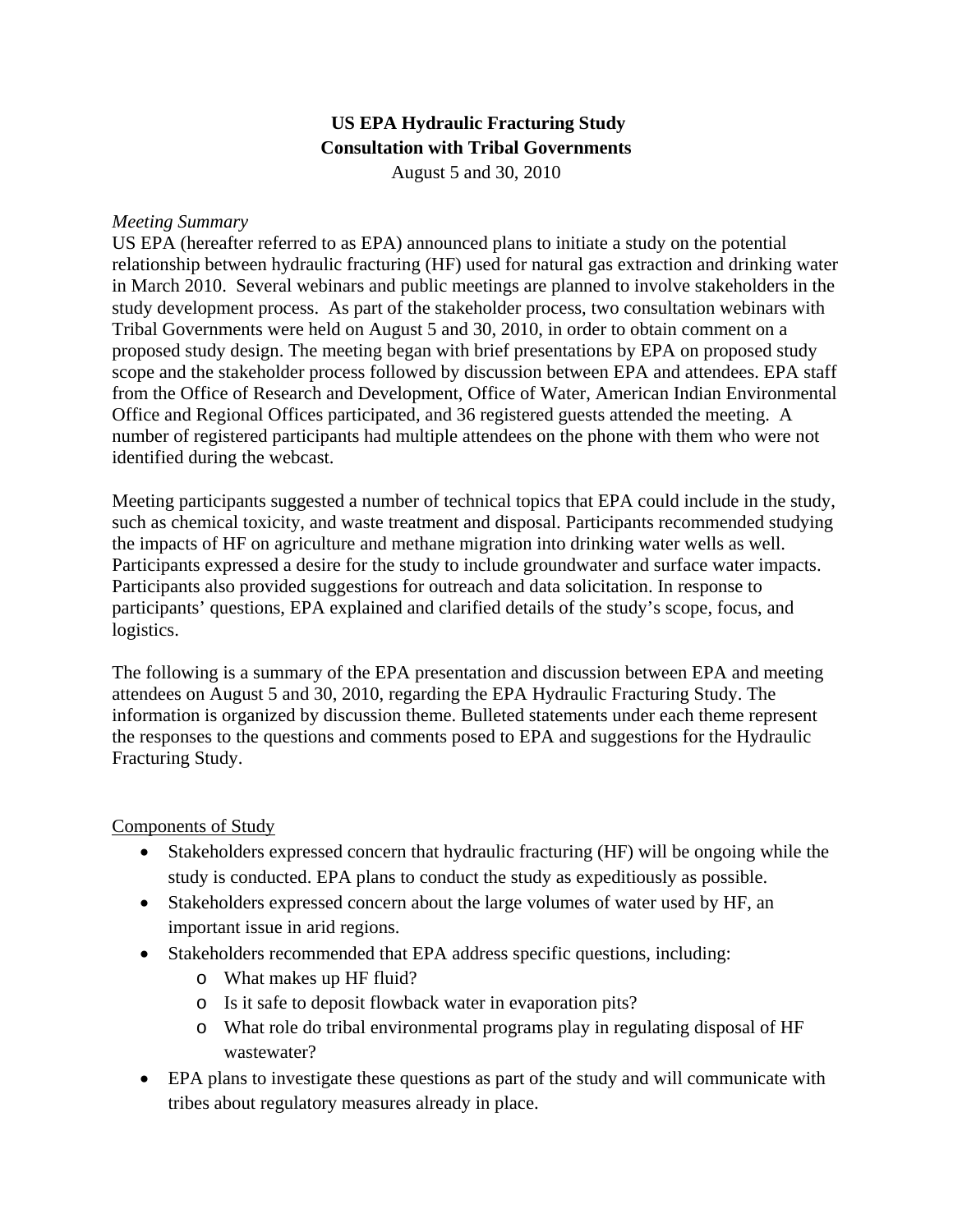**US EPA Hydraulic Fracturing Study**
**Consultation with Tribal Governments**
August 5 and 30, 2010

*Meeting Summary*

US EPA (hereafter referred to as EPA) announced plans to initiate a study on the potential relationship between hydraulic fracturing (HF) used for natural gas extraction and drinking water in March 2010. Several webinars and public meetings are planned to involve stakeholders in the study development process. As part of the stakeholder process, two consultation webinars with Tribal Governments were held on August 5 and 30, 2010, in order to obtain comment on a proposed study design. The meeting began with brief presentations by EPA on proposed study scope and the stakeholder process followed by discussion between EPA and attendees. EPA staff from the Office of Research and Development, Office of Water, American Indian Environmental Office and Regional Offices participated, and 36 registered guests attended the meeting. A number of registered participants had multiple attendees on the phone with them who were not identified during the webcast.

Meeting participants suggested a number of technical topics that EPA could include in the study, such as chemical toxicity, and waste treatment and disposal. Participants recommended studying the impacts of HF on agriculture and methane migration into drinking water wells as well. Participants expressed a desire for the study to include groundwater and surface water impacts. Participants also provided suggestions for outreach and data solicitation. In response to participants' questions, EPA explained and clarified details of the study's scope, focus, and logistics.

The following is a summary of the EPA presentation and discussion between EPA and meeting attendees on August 5 and 30, 2010, regarding the EPA Hydraulic Fracturing Study. The information is organized by discussion theme. Bulleted statements under each theme represent the responses to the questions and comments posed to EPA and suggestions for the Hydraulic Fracturing Study.

<u>Components of Study</u>

- Stakeholders expressed concern that hydraulic fracturing (HF) will be ongoing while the study is conducted. EPA plans to conduct the study as expeditiously as possible.
- Stakeholders expressed concern about the large volumes of water used by HF, an important issue in arid regions.
- Stakeholders recommended that EPA address specific questions, including:
  - What makes up HF fluid?
  - Is it safe to deposit flowback water in evaporation pits?
  - What role do tribal environmental programs play in regulating disposal of HF wastewater?
- EPA plans to investigate these questions as part of the study and will communicate with tribes about regulatory measures already in place.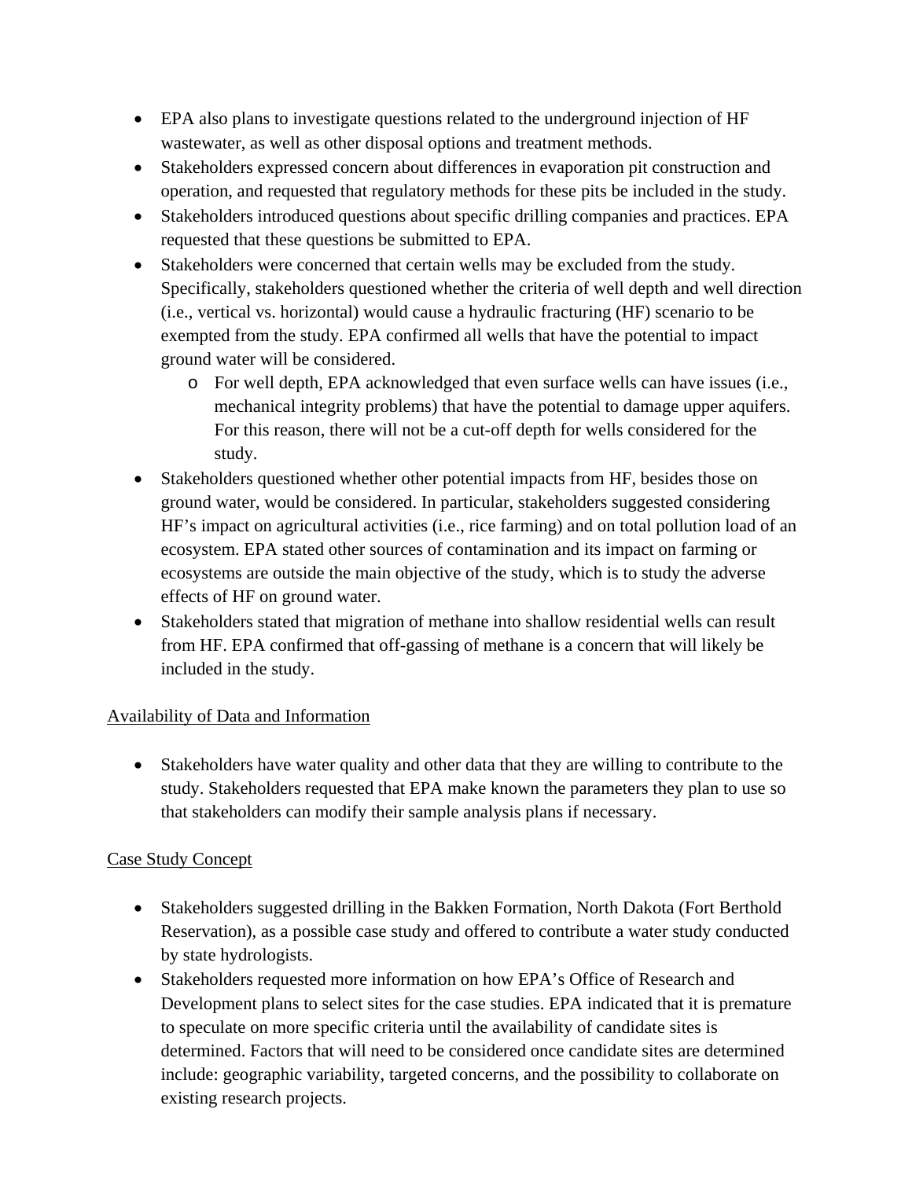- EPA also plans to investigate questions related to the underground injection of HF wastewater, as well as other disposal options and treatment methods.
- Stakeholders expressed concern about differences in evaporation pit construction and operation, and requested that regulatory methods for these pits be included in the study.
- Stakeholders introduced questions about specific drilling companies and practices. EPA requested that these questions be submitted to EPA.
- Stakeholders were concerned that certain wells may be excluded from the study. Specifically, stakeholders questioned whether the criteria of well depth and well direction (i.e., vertical vs. horizontal) would cause a hydraulic fracturing (HF) scenario to be exempted from the study. EPA confirmed all wells that have the potential to impact ground water will be considered.
  - For well depth, EPA acknowledged that even surface wells can have issues (i.e., mechanical integrity problems) that have the potential to damage upper aquifers. For this reason, there will not be a cut-off depth for wells considered for the study.
- Stakeholders questioned whether other potential impacts from HF, besides those on ground water, would be considered. In particular, stakeholders suggested considering HF's impact on agricultural activities (i.e., rice farming) and on total pollution load of an ecosystem. EPA stated other sources of contamination and its impact on farming or ecosystems are outside the main objective of the study, which is to study the adverse effects of HF on ground water.
- Stakeholders stated that migration of methane into shallow residential wells can result from HF. EPA confirmed that off-gassing of methane is a concern that will likely be included in the study.

<u>Availability of Data and Information</u>

- Stakeholders have water quality and other data that they are willing to contribute to the study. Stakeholders requested that EPA make known the parameters they plan to use so that stakeholders can modify their sample analysis plans if necessary.

<u>Case Study Concept</u>

- Stakeholders suggested drilling in the Bakken Formation, North Dakota (Fort Berthold Reservation), as a possible case study and offered to contribute a water study conducted by state hydrologists.
- Stakeholders requested more information on how EPA's Office of Research and Development plans to select sites for the case studies. EPA indicated that it is premature to speculate on more specific criteria until the availability of candidate sites is determined. Factors that will need to be considered once candidate sites are determined include: geographic variability, targeted concerns, and the possibility to collaborate on existing research projects.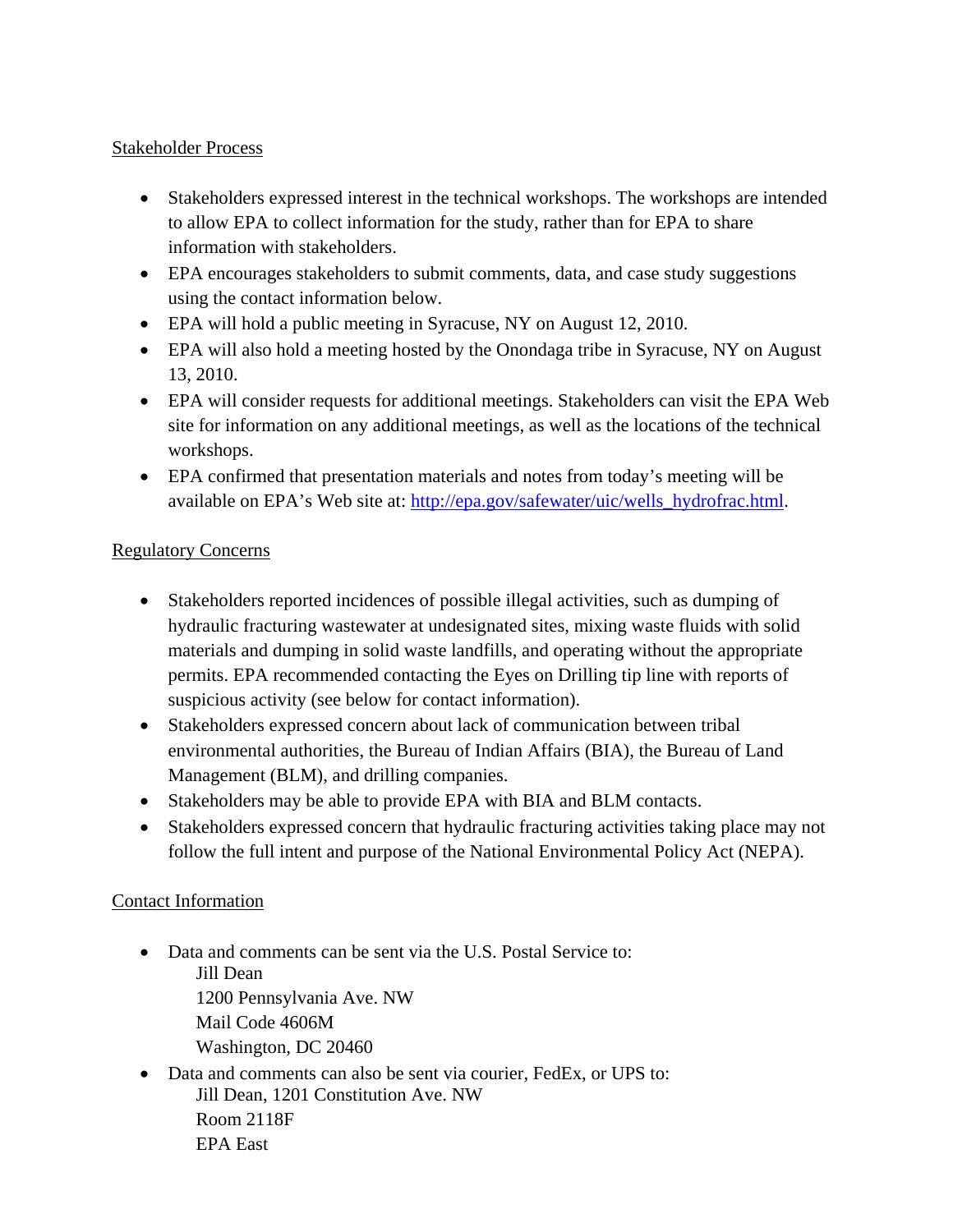Stakeholder Process

- Stakeholders expressed interest in the technical workshops. The workshops are intended to allow EPA to collect information for the study, rather than for EPA to share information with stakeholders.
- EPA encourages stakeholders to submit comments, data, and case study suggestions using the contact information below.
- EPA will hold a public meeting in Syracuse, NY on August 12, 2010.
- EPA will also hold a meeting hosted by the Onondaga tribe in Syracuse, NY on August 13, 2010.
- EPA will consider requests for additional meetings. Stakeholders can visit the EPA Web site for information on any additional meetings, as well as the locations of the technical workshops.
- EPA confirmed that presentation materials and notes from today's meeting will be available on EPA's Web site at: [http://epa.gov/safewater/uic/wells_hydrofrac.html](http://epa.gov/safewater/uic/wells_hydrofrac.html).

Regulatory Concerns

- Stakeholders reported incidences of possible illegal activities, such as dumping of hydraulic fracturing wastewater at undesignated sites, mixing waste fluids with solid materials and dumping in solid waste landfills, and operating without the appropriate permits. EPA recommended contacting the Eyes on Drilling tip line with reports of suspicious activity (see below for contact information).
- Stakeholders expressed concern about lack of communication between tribal environmental authorities, the Bureau of Indian Affairs (BIA), the Bureau of Land Management (BLM), and drilling companies.
- Stakeholders may be able to provide EPA with BIA and BLM contacts.
- Stakeholders expressed concern that hydraulic fracturing activities taking place may not follow the full intent and purpose of the National Environmental Policy Act (NEPA).

Contact Information

- Data and comments can be sent via the U.S. Postal Service to:
  Jill Dean
  1200 Pennsylvania Ave. NW
  Mail Code 4606M
  Washington, DC 20460
- Data and comments can also be sent via courier, FedEx, or UPS to:
  Jill Dean, 1201 Constitution Ave. NW
  Room 2118F
  EPA East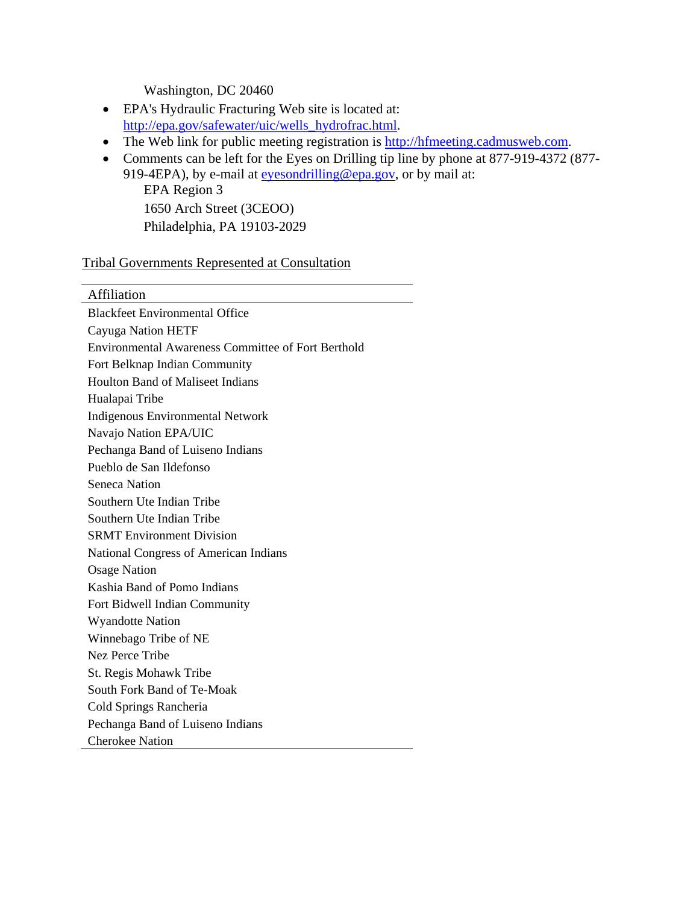Washington, DC 20460

- EPA's Hydraulic Fracturing Web site is located at: http://epa.gov/safewater/uic/wells_hydrofrac.html.
- The Web link for public meeting registration is http://hfmeeting.cadmusweb.com.
- Comments can be left for the Eyes on Drilling tip line by phone at 877-919-4372 (877-919-4EPA), by e-mail at eyesondrilling@epa.gov, or by mail at:

  EPA Region 3
  1650 Arch Street (3CEOO)
  Philadelphia, PA 19103-2029

Tribal Governments Represented at Consultation

| Affiliation |
|---|
| Blackfeet Environmental Office |
| Cayuga Nation HETF |
| Environmental Awareness Committee of Fort Berthold |
| Fort Belknap Indian Community |
| Houlton Band of Maliseet Indians |
| Hualapai Tribe |
| Indigenous Environmental Network |
| Navajo Nation EPA/UIC |
| Pechanga Band of Luiseno Indians |
| Pueblo de San Ildefonso |
| Seneca Nation |
| Southern Ute Indian Tribe |
| Southern Ute Indian Tribe |
| SRMT Environment Division |
| National Congress of American Indians |
| Osage Nation |
| Kashia Band of Pomo Indians |
| Fort Bidwell Indian Community |
| Wyandotte Nation |
| Winnebago Tribe of NE |
| Nez Perce Tribe |
| St. Regis Mohawk Tribe |
| South Fork Band of Te-Moak |
| Cold Springs Rancheria |
| Pechanga Band of Luiseno Indians |
| Cherokee Nation |